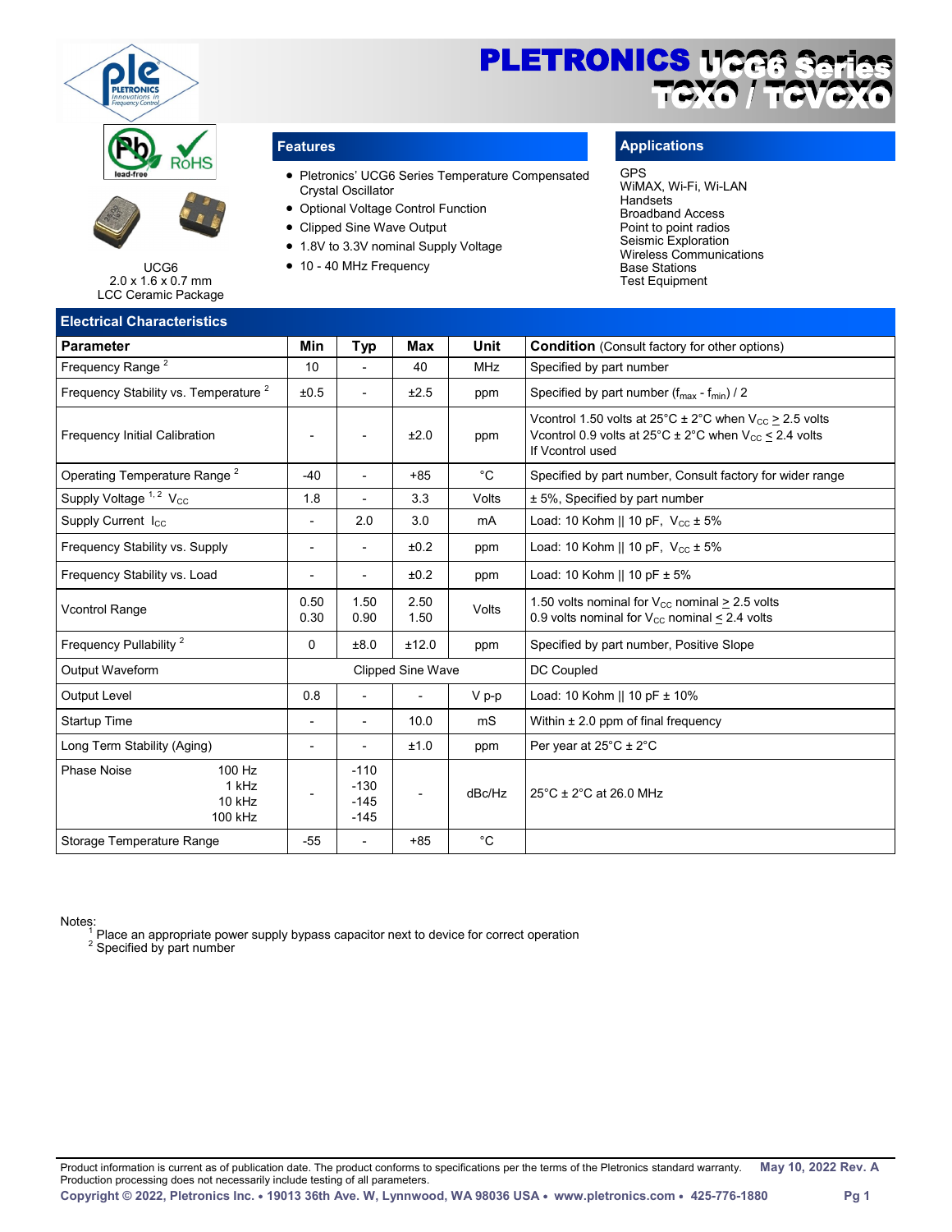# PLETRONICS UCG6 Series TCXO / TCVCXO

UCG6
2.0 x 1.6 x 0.7 mm
LCC Ceramic Package

## Features

- Pletronics' UCG6 Series Temperature Compensated Crystal Oscillator
- Optional Voltage Control Function
- Clipped Sine Wave Output
- 1.8V to 3.3V nominal Supply Voltage
- 10 - 40 MHz Frequency

## Applications

GPS
WiMAX, Wi-Fi, Wi-LAN
Handsets
Broadband Access
Point to point radios
Seismic Exploration
Wireless Communications
Base Stations
Test Equipment

## Electrical Characteristics

| Parameter | Min | Typ | Max | Unit | **Condition** (Consult factory for other options) |
|---|---|---|---|---|---|
| Frequency Range [2] | 10 | - | 40 | MHz | Specified by part number |
| Frequency Stability vs. Temperature [2] | ±0.5 | - | ±2.5 | ppm | Specified by part number ($f_{max}$ - $f_{min}$) / 2 |
| Frequency Initial Calibration | - | - | ±2.0 | ppm | Vcontrol 1.50 volts at 25°C ± 2°C when $V_{CC} \geq 2.5$ volts<br>Vcontrol 0.9 volts at 25°C ± 2°C when $V_{CC} \leq 2.4$ volts<br>If Vcontrol used |
| Operating Temperature Range [2] | -40 | - | +85 | °C | Specified by part number, Consult factory for wider range |
| Supply Voltage [1, 2] $V_{CC}$ | 1.8 | - | 3.3 | Volts | ± 5%, Specified by part number |
| Supply Current $I_{CC}$ | - | 2.0 | 3.0 | mA | Load: 10 Kohm \|\| 10 pF, $V_{CC}$ ± 5% |
| Frequency Stability vs. Supply | - | - | ±0.2 | ppm | Load: 10 Kohm \|\| 10 pF, $V_{CC}$ ± 5% |
| Frequency Stability vs. Load | - | - | ±0.2 | ppm | Load: 10 Kohm \|\| 10 pF ± 5% |
| Vcontrol Range | 0.50<br>0.30 | 1.50<br>0.90 | 2.50<br>1.50 | Volts | 1.50 volts nominal for $V_{CC}$ nominal $\geq$ 2.5 volts<br>0.9 volts nominal for $V_{CC}$ nominal $\leq$ 2.4 volts |
| Frequency Pullability [2] | 0 | ±8.0 | ±12.0 | ppm | Specified by part number, Positive Slope |
| Output Waveform | Clipped Sine Wave | | | | DC Coupled |
| Output Level | 0.8 | - | - | V p-p | Load: 10 Kohm \|\| 10 pF ± 10% |
| Startup Time | - | - | 10.0 | mS | Within ± 2.0 ppm of final frequency |
| Long Term Stability (Aging) | - | - | ±1.0 | ppm | Per year at 25°C ± 2°C |
| Phase Noise 100 Hz<br>1 kHz<br>10 kHz<br>100 kHz | - | -110<br>-130<br>-145<br>-145 | - | dBc/Hz | 25°C ± 2°C at 26.0 MHz |
| Storage Temperature Range | -55 | - | +85 | °C | |

Notes:
[1] Place an appropriate power supply bypass capacitor next to device for correct operation
[2] Specified by part number

Product information is current as of publication date. The product conforms to specifications per the terms of the Pletronics standard warranty. Production processing does not necessarily include testing of all parameters.

May 10, 2022 Rev. A

Copyright © 2022, Pletronics Inc. • 19013 36th Ave. W, Lynnwood, WA 98036 USA • www.pletronics.com • 425-776-1880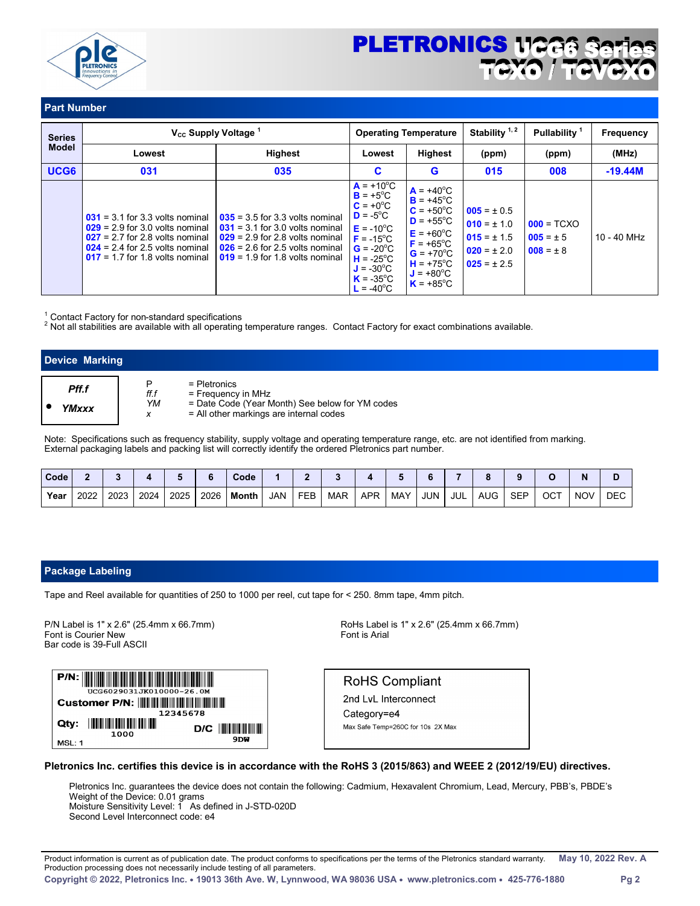# PLETRONICS UCG6 Series TCXO / TCVCXO

## Part Number

| Series Model | $V_{CC}$ Supply Voltage [1] | | Operating Temperature | | Stability [1, 2] | Pullability [1] | Frequency |
|---|---|---|---|---|---|---|---|
| | Lowest | Highest | Lowest | Highest | (ppm) | (ppm) | (MHz) |
| UCG6 | 031 | 035 | C | G | 015 | 008 | -19.44M |
| | 031 = 3.1 for 3.3 volts nominal<br>029 = 2.9 for 3.0 volts nominal<br>027 = 2.7 for 2.8 volts nominal<br>024 = 2.4 for 2.5 volts nominal<br>017 = 1.7 for 1.8 volts nominal | 035 = 3.5 for 3.3 volts nominal<br>031 = 3.1 for 3.0 volts nominal<br>029 = 2.9 for 2.8 volts nominal<br>026 = 2.6 for 2.5 volts nominal<br>019 = 1.9 for 1.8 volts nominal | A = +10°C<br>B = +5°C<br>C = +0°C<br>D = -5°C<br>E = -10°C<br>F = -15°C<br>G = -20°C<br>H = -25°C<br>J = -30°C<br>K = -35°C<br>L = -40°C | A = +40°C<br>B = +45°C<br>C = +50°C<br>D = +55°C<br>E = +60°C<br>F = +65°C<br>G = +70°C<br>H = +75°C<br>J = +80°C<br>K = +85°C | 005 = ± 0.5<br>010 = ± 1.0<br>015 = ± 1.5<br>020 = ± 2.0<br>025 = ± 2.5 | 000 = TCXO<br>005 = ± 5<br>008 = ± 8 | 10 - 40 MHz |

[1] Contact Factory for non-standard specifications
[2] Not all stabilities are available with all operating temperature ranges. Contact Factory for exact combinations available.

## Device Marking

*Pff.f*
● *YMxxx*

- P = Pletronics
- *ff.f* = Frequency in MHz
- *YM* = Date Code (Year Month) See below for YM codes
- *x* = All other markings are internal codes

Note: Specifications such as frequency stability, supply voltage and operating temperature range, etc. are not identified from marking. External packaging labels and packing list will correctly identify the ordered Pletronics part number.

| Code | 2 | 3 | 4 | 5 | 6 | Code | 1 | 2 | 3 | 4 | 5 | 6 | 7 | 8 | 9 | O | N | D |
|---|---|---|---|---|---|---|---|---|---|---|---|---|---|---|---|---|---|---|
| Year | 2022 | 2023 | 2024 | 2025 | 2026 | Month | JAN | FEB | MAR | APR | MAY | JUN | JUL | AUG | SEP | OCT | NOV | DEC |

## Package Labeling

Tape and Reel available for quantities of 250 to 1000 per reel, cut tape for < 250. 8mm tape, 4mm pitch.

P/N Label is 1" x 2.6" (25.4mm x 66.7mm)
Font is Courier New
Bar code is 39-Full ASCII

P/N: UCG6029031JK010000-26.0M
Customer P/N: 12345678
Qty: 1000
D/C 9DW
MSL: 1

RoHs Label is 1" x 2.6" (25.4mm x 66.7mm)
Font is Arial

RoHS Compliant
2nd LvL Interconnect
Category=e4
Max Safe Temp=260C for 10s 2X Max

**Pletronics Inc. certifies this device is in accordance with the RoHS 3 (2015/863) and WEEE 2 (2012/19/EU) directives.**

Pletronics Inc. guarantees the device does not contain the following: Cadmium, Hexavalent Chromium, Lead, Mercury, PBB's, PBDE's
Weight of the Device: 0.01 grams
Moisture Sensitivity Level: 1 As defined in J-STD-020D
Second Level Interconnect code: e4

Product information is current as of publication date. The product conforms to specifications per the terms of the Pletronics standard warranty. Production processing does not necessarily include testing of all parameters.

May 10, 2022 Rev. A

Copyright © 2022, Pletronics Inc. • 19013 36th Ave. W, Lynnwood, WA 98036 USA • www.pletronics.com • 425-776-1880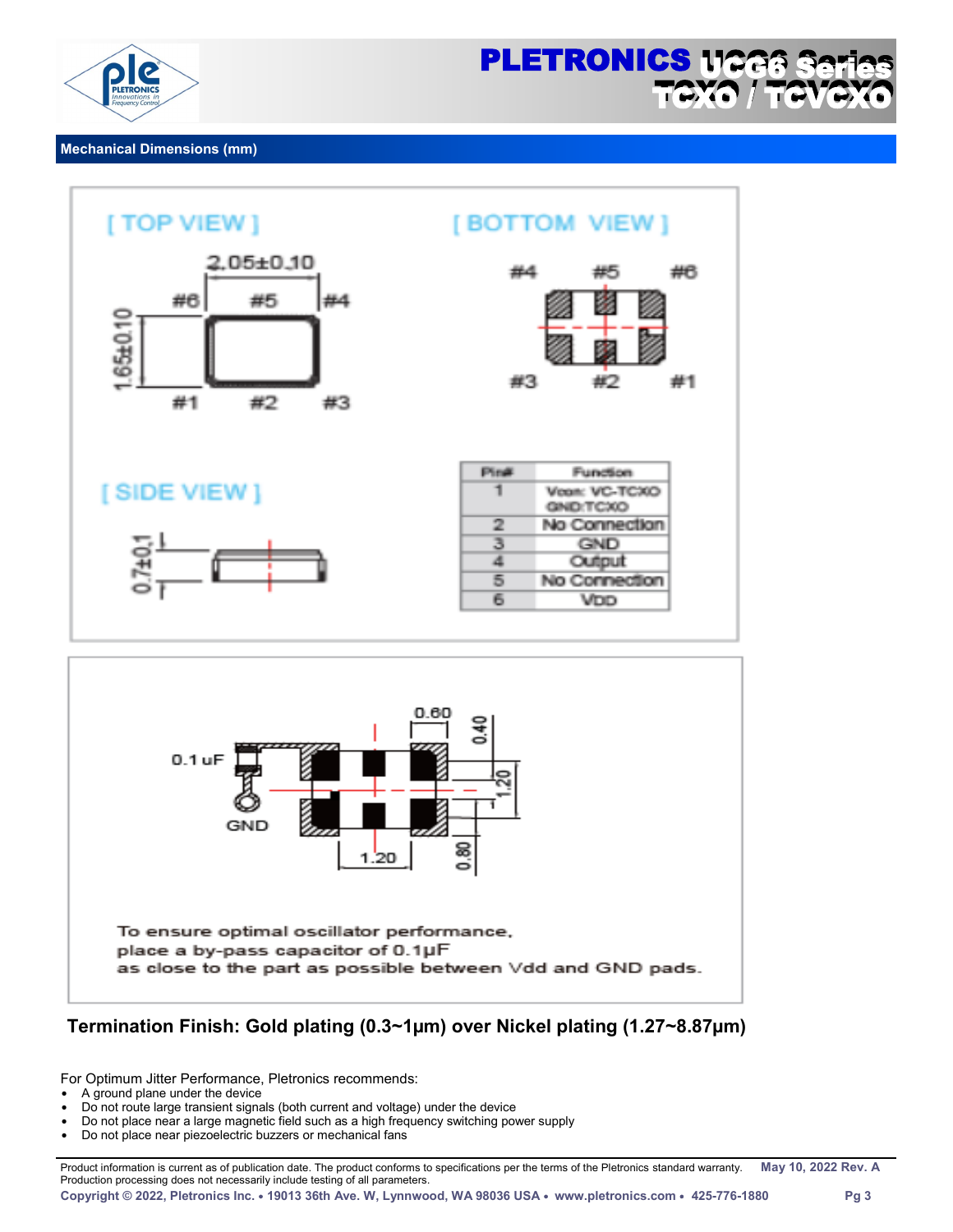## Mechanical Dimensions (mm)

[ TOP VIEW ]

2.05±0.10

1.65±0.10

#6 #5 #4

#1 #2 #3

[ BOTTOM VIEW ]

#4 #5 #6

#3 #2 #1

[ SIDE VIEW ]

0.7±0.1

| Pin# | Function |
|---|---|
| 1 | Vcon: VC-TCXO GND:TCXO |
| 2 | No Connection |
| 3 | GND |
| 4 | Output |
| 5 | No Connection |
| 6 | VDD |

0.1 uF

GND

0.60 0.40 1.20 1.20 0.80

To ensure optimal oscillator performance, place a by-pass capacitor of 0.1µF as close to the part as possible between Vdd and GND pads.

**Termination Finish: Gold plating (0.3~1µm) over Nickel plating (1.27~8.87µm)**

For Optimum Jitter Performance, Pletronics recommends:

- A ground plane under the device
- Do not route large transient signals (both current and voltage) under the device
- Do not place near a large magnetic field such as a high frequency switching power supply
- Do not place near piezoelectric buzzers or mechanical fans

Product information is current as of publication date. The product conforms to specifications per the terms of the Pletronics standard warranty. Production processing does not necessarily include testing of all parameters.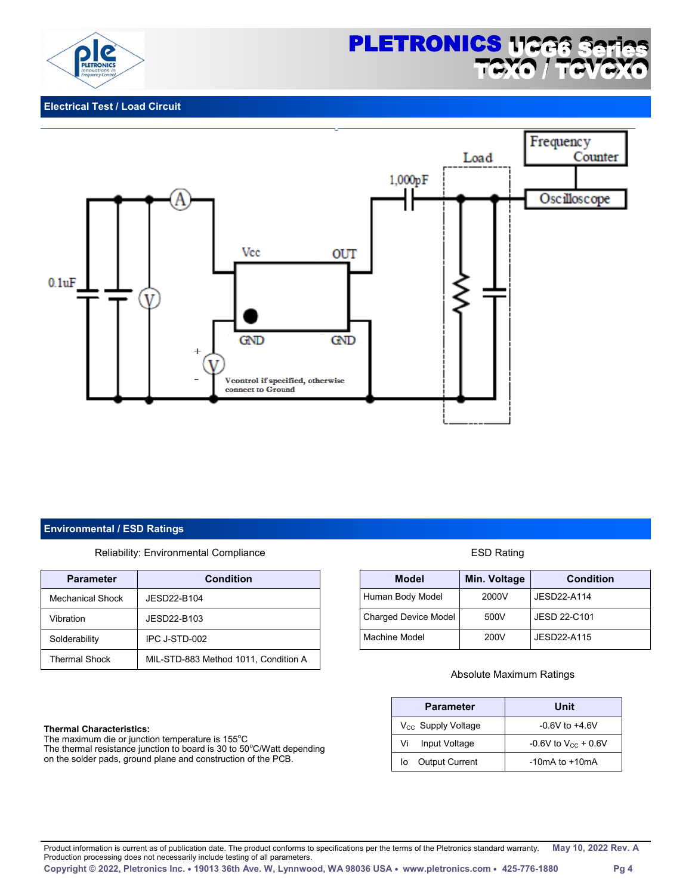## Electrical Test / Load Circuit

## Environmental / ESD Ratings

Reliability: Environmental Compliance

| Parameter | Condition |
|---|---|
| Mechanical Shock | JESD22-B104 |
| Vibration | JESD22-B103 |
| Solderability | IPC J-STD-002 |
| Thermal Shock | MIL-STD-883 Method 1011, Condition A |

ESD Rating

| Model | Min. Voltage | Condition |
|---|---|---|
| Human Body Model | 2000V | JESD22-A114 |
| Charged Device Model | 500V | JESD 22-C101 |
| Machine Model | 200V | JESD22-A115 |

Absolute Maximum Ratings

| Parameter | Unit |
|---|---|
| $V_{CC}$ Supply Voltage | -0.6V to +4.6V |
| Vi Input Voltage | -0.6V to $V_{CC}$ + 0.6V |
| Io Output Current | -10mA to +10mA |

**Thermal Characteristics:**
The maximum die or junction temperature is 155°C
The thermal resistance junction to board is 30 to 50°C/Watt depending on the solder pads, ground plane and construction of the PCB.

Product information is current as of publication date. The product conforms to specifications per the terms of the Pletronics standard warranty. Production processing does not necessarily include testing of all parameters.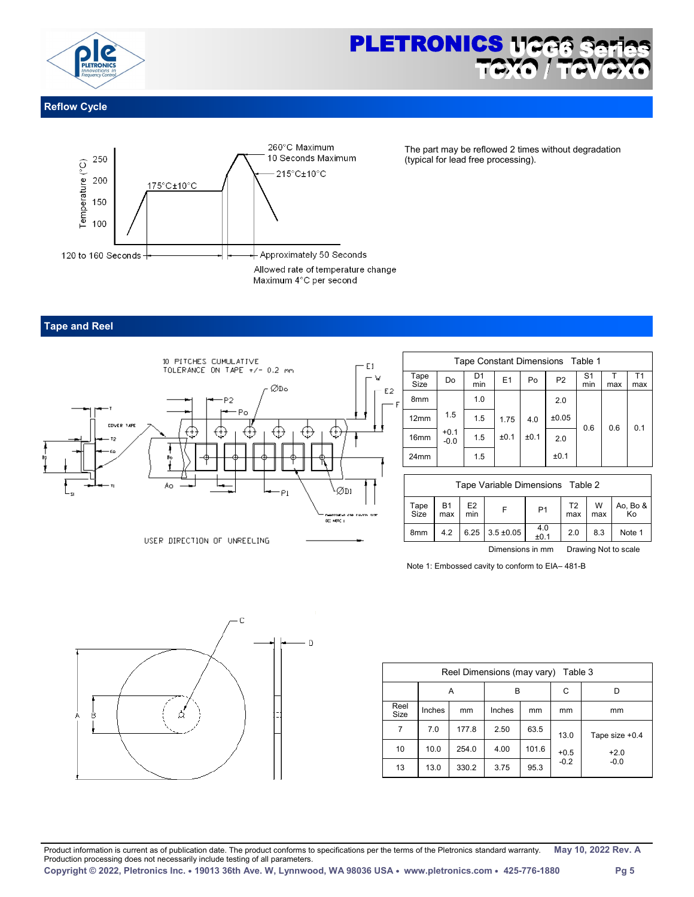## Reflow Cycle

The part may be reflowed 2 times without degradation (typical for lead free processing).

## Tape and Reel

| Tape Constant Dimensions Table 1 | | | | | | | | |
|---|---|---|---|---|---|---|---|---|
| Tape Size | Do | D1 min | E1 | Po | P2 | S1 min | T max | T1 max |
| 8mm | 1.5 +0.1 -0.0 | 1.0 | 1.75 ±0.1 | 4.0 ±0.1 | 2.0 ±0.05 | 0.6 | 0.6 | 0.1 |
| 12mm | | 1.5 | | | | | | |
| 16mm | | 1.5 | | | 2.0 ±0.1 | | | |
| 24mm | | 1.5 | | | | | | |

| Tape Variable Dimensions Table 2 | | | | | | | |
|---|---|---|---|---|---|---|---|
| Tape Size | B1 max | E2 min | F | P1 | T2 max | W max | Ao, Bo & Ko |
| 8mm | 4.2 | 6.25 | 3.5 ±0.05 | 4.0 ±0.1 | 2.0 | 8.3 | Note 1 |

Dimensions in mm Drawing Not to scale

Note 1: Embossed cavity to conform to EIA– 481-B

| Reel Dimensions (may vary) Table 3 | | | | | | |
|---|---|---|---|---|---|---|
| | A | | B | | C | D |
| Reel Size | Inches | mm | Inches | mm | mm | mm |
| 7 | 7.0 | 177.8 | 2.50 | 63.5 | 13.0 +0.5 -0.2 | Tape size +0.4 +2.0 -0.0 |
| 10 | 10.0 | 254.0 | 4.00 | 101.6 | | |
| 13 | 13.0 | 330.2 | 3.75 | 95.3 | | |

Product information is current as of publication date. The product conforms to specifications per the terms of the Pletronics standard warranty. Production processing does not necessarily include testing of all parameters.

**May 10, 2022 Rev. A**

**Copyright © 2022, Pletronics Inc. • 19013 36th Ave. W, Lynnwood, WA 98036 USA • www.pletronics.com • 425-776-1880**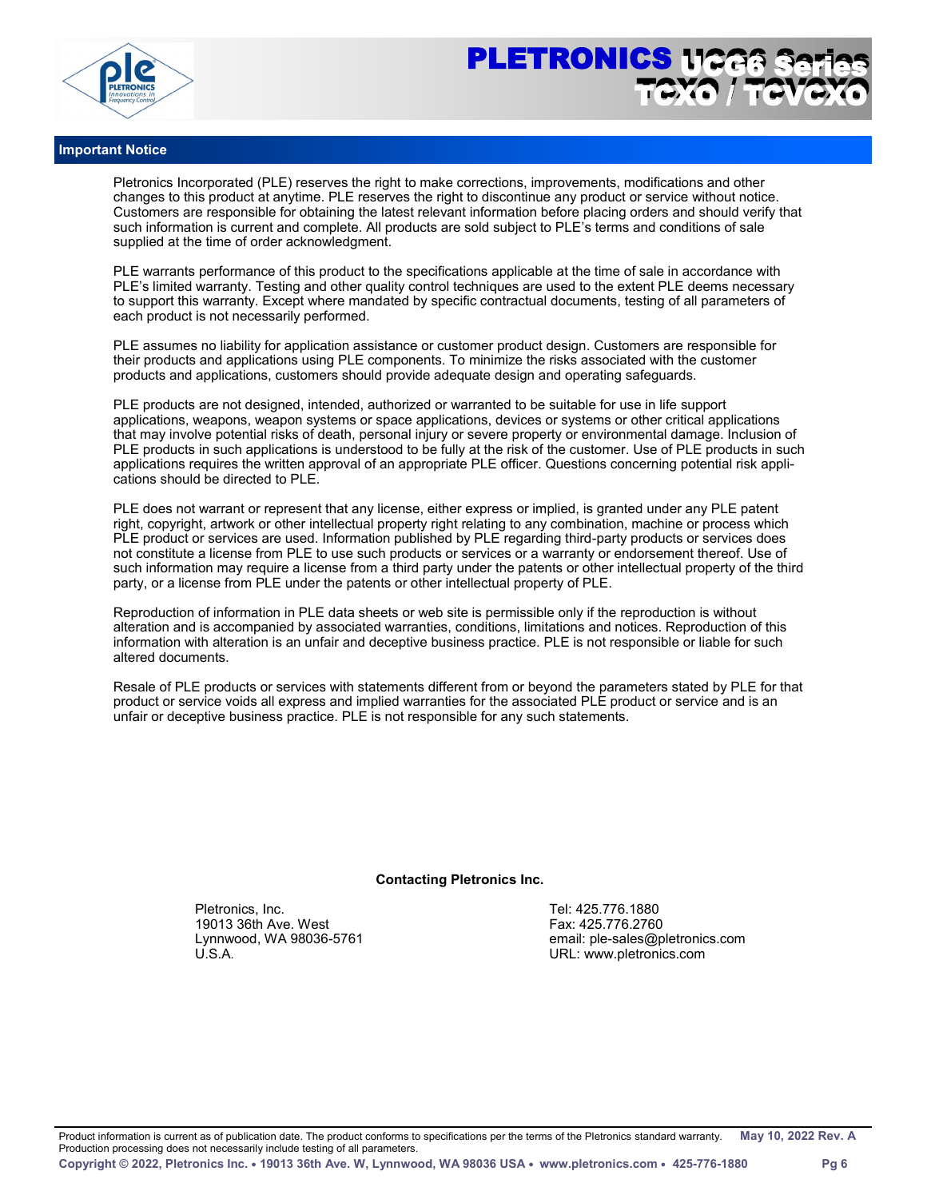## Important Notice

Pletronics Incorporated (PLE) reserves the right to make corrections, improvements, modifications and other changes to this product at anytime. PLE reserves the right to discontinue any product or service without notice. Customers are responsible for obtaining the latest relevant information before placing orders and should verify that such information is current and complete. All products are sold subject to PLE's terms and conditions of sale supplied at the time of order acknowledgment.

PLE warrants performance of this product to the specifications applicable at the time of sale in accordance with PLE's limited warranty. Testing and other quality control techniques are used to the extent PLE deems necessary to support this warranty. Except where mandated by specific contractual documents, testing of all parameters of each product is not necessarily performed.

PLE assumes no liability for application assistance or customer product design. Customers are responsible for their products and applications using PLE components. To minimize the risks associated with the customer products and applications, customers should provide adequate design and operating safeguards.

PLE products are not designed, intended, authorized or warranted to be suitable for use in life support applications, weapons, weapon systems or space applications, devices or systems or other critical applications that may involve potential risks of death, personal injury or severe property or environmental damage. Inclusion of PLE products in such applications is understood to be fully at the risk of the customer. Use of PLE products in such applications requires the written approval of an appropriate PLE officer. Questions concerning potential risk applications should be directed to PLE.

PLE does not warrant or represent that any license, either express or implied, is granted under any PLE patent right, copyright, artwork or other intellectual property right relating to any combination, machine or process which PLE product or services are used. Information published by PLE regarding third-party products or services does not constitute a license from PLE to use such products or services or a warranty or endorsement thereof. Use of such information may require a license from a third party under the patents or other intellectual property of the third party, or a license from PLE under the patents or other intellectual property of PLE.

Reproduction of information in PLE data sheets or web site is permissible only if the reproduction is without alteration and is accompanied by associated warranties, conditions, limitations and notices. Reproduction of this information with alteration is an unfair and deceptive business practice. PLE is not responsible or liable for such altered documents.

Resale of PLE products or services with statements different from or beyond the parameters stated by PLE for that product or service voids all express and implied warranties for the associated PLE product or service and is an unfair or deceptive business practice. PLE is not responsible for any such statements.

**Contacting Pletronics Inc.**

Pletronics, Inc.
19013 36th Ave. West
Lynnwood, WA 98036-5761
U.S.A.

Tel: 425.776.1880
Fax: 425.776.2760
email: ple-sales@pletronics.com
URL: www.pletronics.com